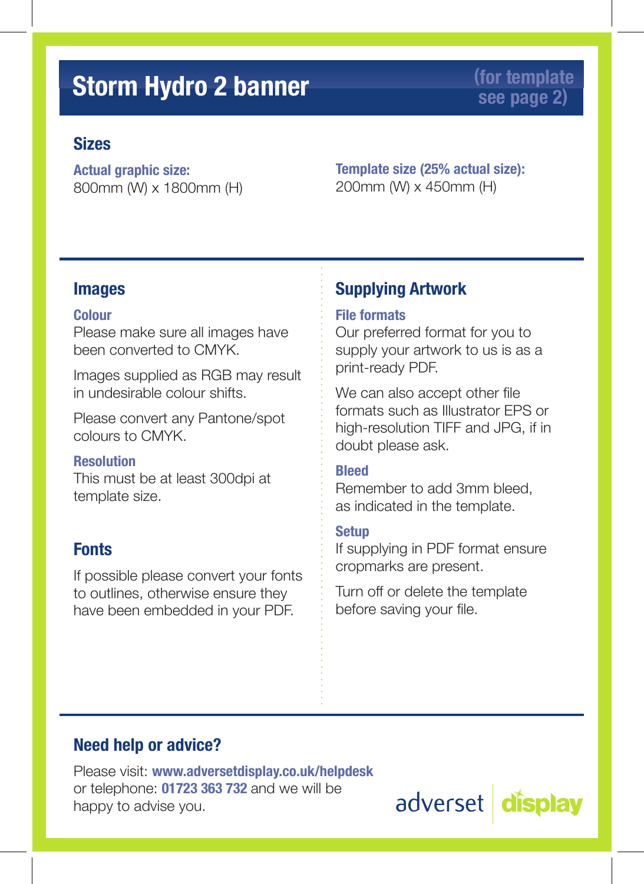# Storm Hydro 2 banner

**(for template see page 2)**

## Sizes

**Actual graphic size:**
800mm (W) x 1800mm (H)

**Template size (25% actual size):**
200mm (W) x 450mm (H)

## Images

### Colour

Please make sure all images have been converted to CMYK.

Images supplied as RGB may result in undesirable colour shifts.

Please convert any Pantone/spot colours to CMYK.

### Resolution

This must be at least 300dpi at template size.

## Fonts

If possible please convert your fonts to outlines, otherwise ensure they have been embedded in your PDF.

## Supplying Artwork

### File formats

Our preferred format for you to supply your artwork to us is as a print-ready PDF.

We can also accept other file formats such as Illustrator EPS or high-resolution TIFF and JPG, if in doubt please ask.

### Bleed

Remember to add 3mm bleed, as indicated in the template.

### Setup

If supplying in PDF format ensure cropmarks are present.

Turn off or delete the template before saving your file.

## Need help or advice?

Please visit: **www.adversetdisplay.co.uk/helpdesk**
or telephone: **01723 363 732** and we will be happy to advise you.

adverset display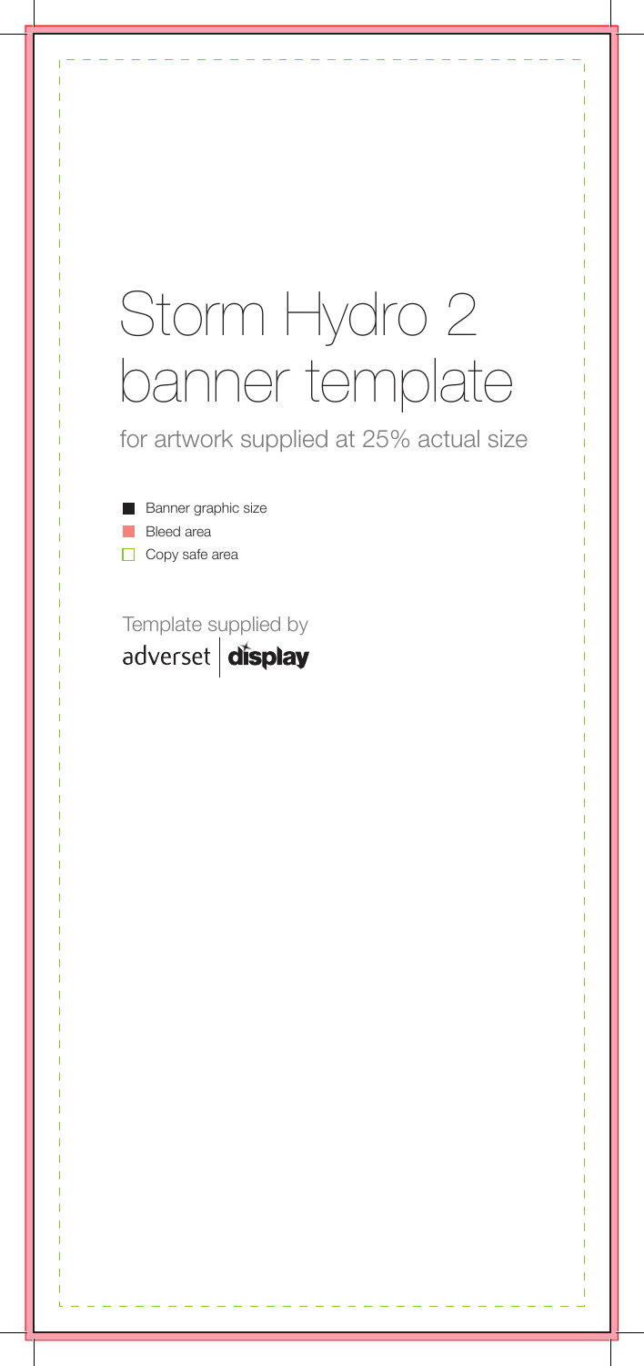# Storm Hydro 2 banner template

for artwork supplied at 25% actual size

- Banner graphic size
- Bleed area
- Copy safe area

Template supplied by

adverset | display